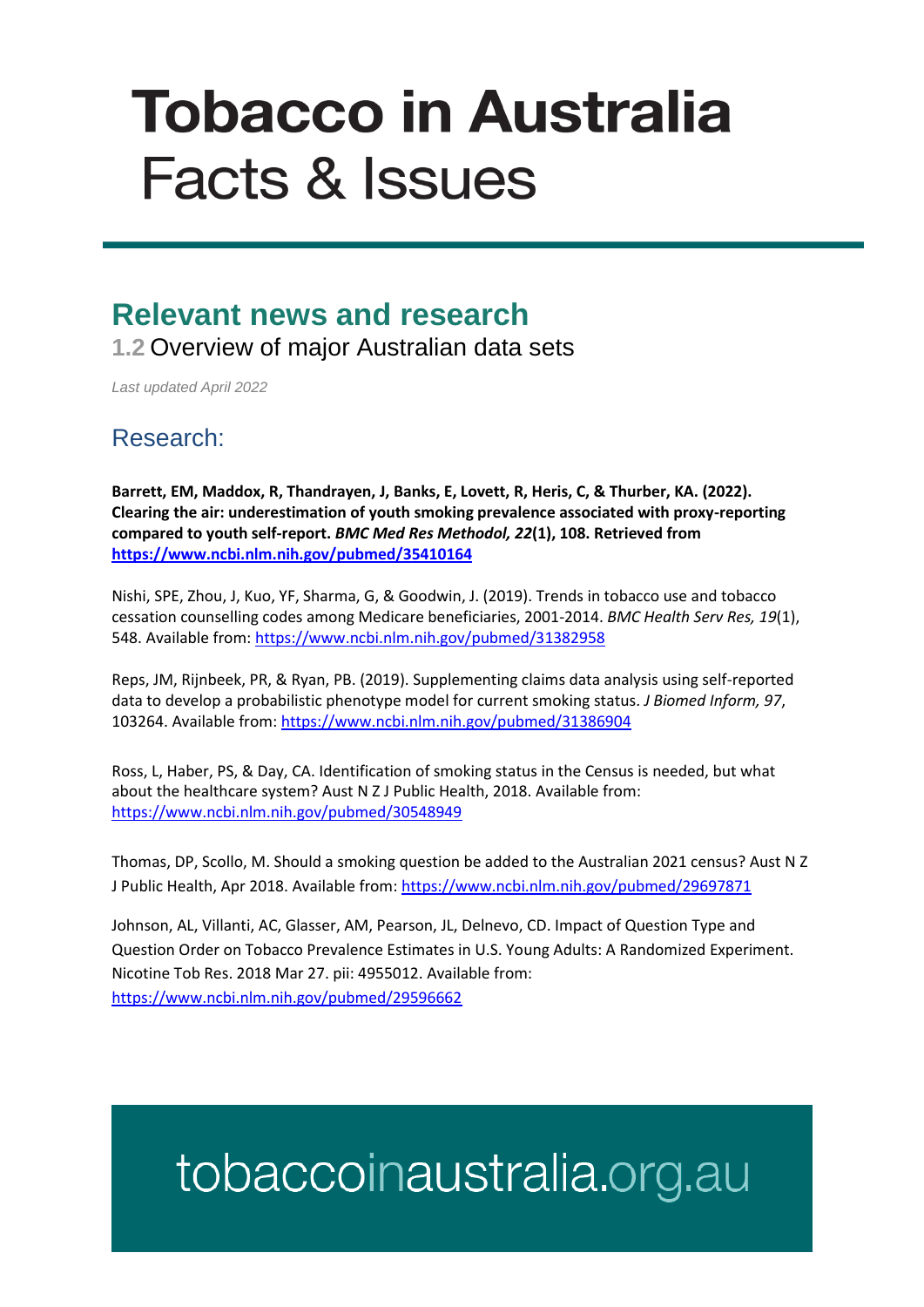# Tobacco in Australia
# Facts & Issues

## Relevant news and research

### 1.2 Overview of major Australian data sets

*Last updated April 2022*

## Research:

**Barrett, EM, Maddox, R, Thandrayen, J, Banks, E, Lovett, R, Heris, C, & Thurber, KA. (2022). Clearing the air: underestimation of youth smoking prevalence associated with proxy-reporting compared to youth self-report. *BMC Med Res Methodol, 22*(1), 108. Retrieved from https://www.ncbi.nlm.nih.gov/pubmed/35410164**

Nishi, SPE, Zhou, J, Kuo, YF, Sharma, G, & Goodwin, J. (2019). Trends in tobacco use and tobacco cessation counselling codes among Medicare beneficiaries, 2001-2014. *BMC Health Serv Res, 19*(1), 548. Available from: https://www.ncbi.nlm.nih.gov/pubmed/31382958

Reps, JM, Rijnbeek, PR, & Ryan, PB. (2019). Supplementing claims data analysis using self-reported data to develop a probabilistic phenotype model for current smoking status. *J Biomed Inform, 97*, 103264. Available from: https://www.ncbi.nlm.nih.gov/pubmed/31386904

Ross, L, Haber, PS, & Day, CA. Identification of smoking status in the Census is needed, but what about the healthcare system? Aust N Z J Public Health, 2018. Available from: https://www.ncbi.nlm.nih.gov/pubmed/30548949

Thomas, DP, Scollo, M. Should a smoking question be added to the Australian 2021 census? Aust N Z J Public Health, Apr 2018. Available from: https://www.ncbi.nlm.nih.gov/pubmed/29697871

Johnson, AL, Villanti, AC, Glasser, AM, Pearson, JL, Delnevo, CD. Impact of Question Type and Question Order on Tobacco Prevalence Estimates in U.S. Young Adults: A Randomized Experiment. Nicotine Tob Res. 2018 Mar 27. pii: 4955012. Available from: https://www.ncbi.nlm.nih.gov/pubmed/29596662

tobaccoinaustralia.org.au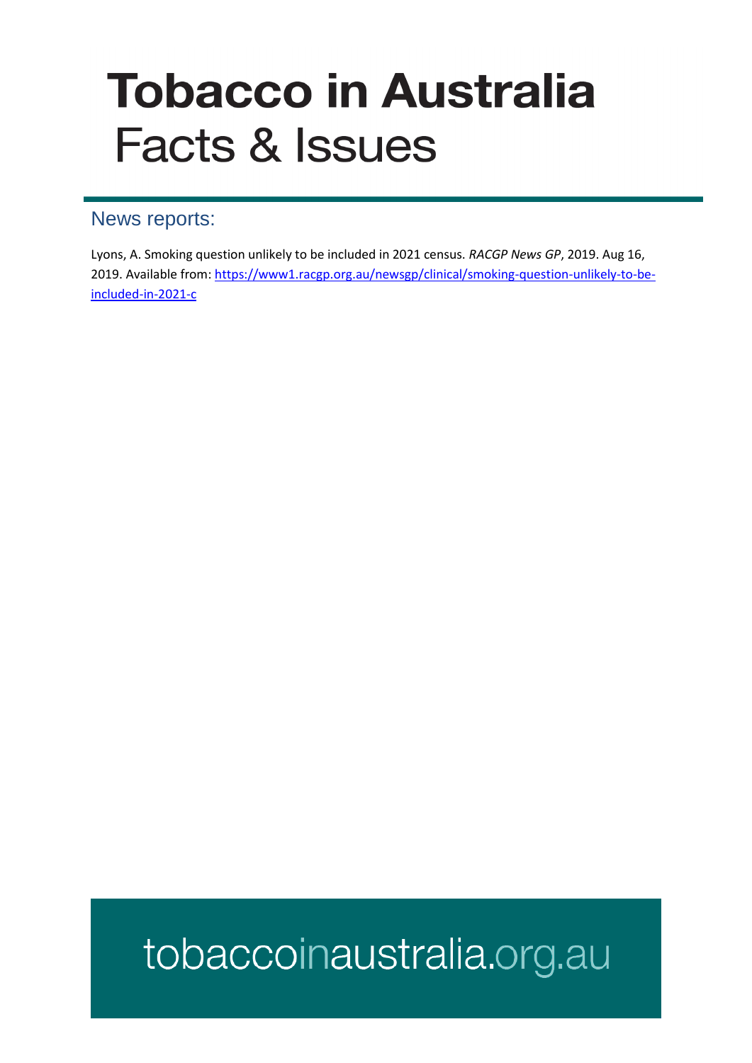# Tobacco in Australia

## Facts & Issues

### News reports:

Lyons, A. Smoking question unlikely to be included in 2021 census. *RACGP News GP*, 2019. Aug 16, 2019. Available from: https://www1.racgp.org.au/newsgp/clinical/smoking-question-unlikely-to-be-included-in-2021-c

tobaccoinaustralia.org.au